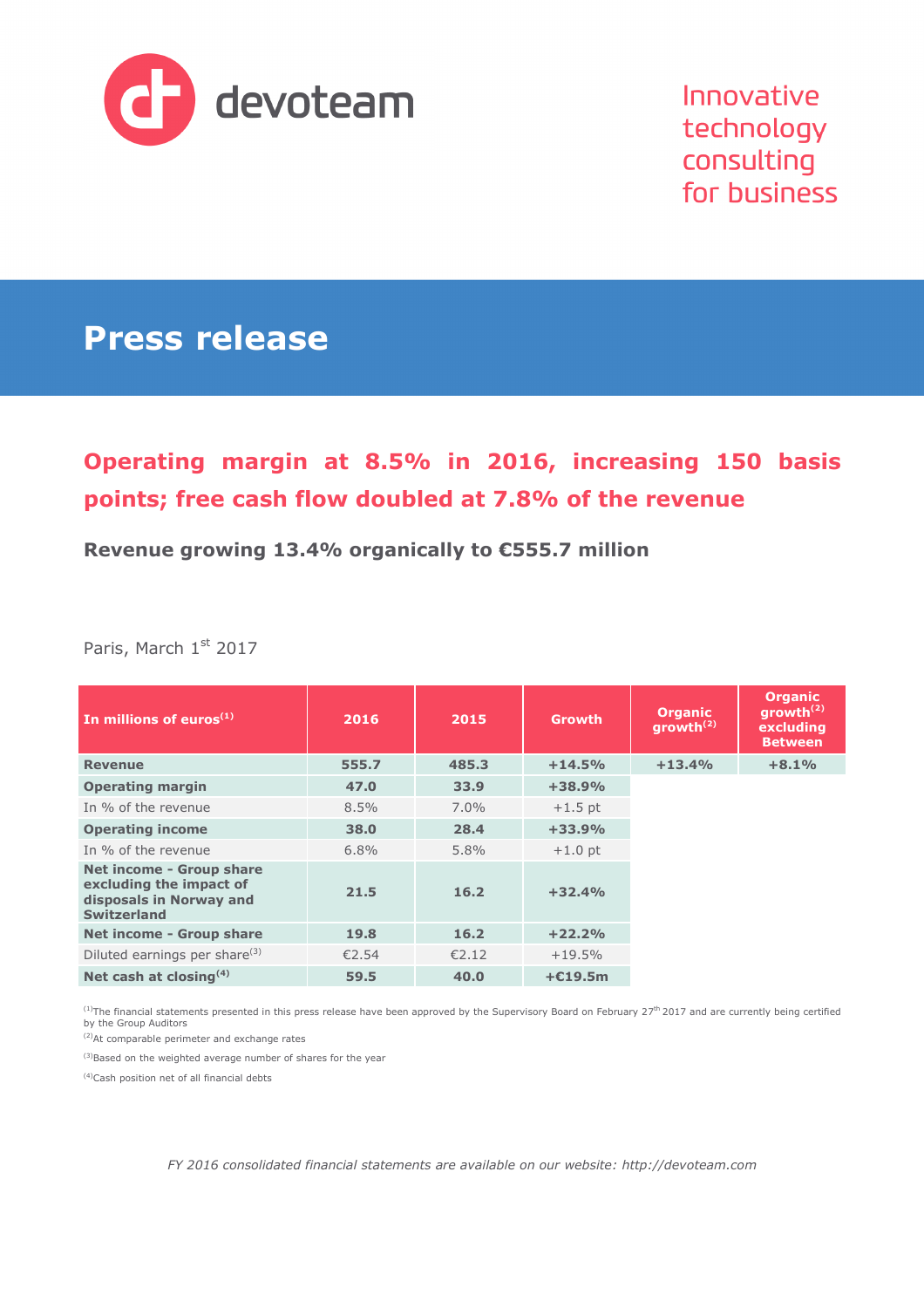devoteam

Innovative technology consulting for business

# Press release

## Operating margin at 8.5% in 2016, increasing 150 basis points; free cash flow doubled at 7.8% of the revenue

### Revenue growing 13.4% organically to €555.7 million

Paris, March 1st 2017

| In millions of euros[1] | 2016 | 2015 | Growth | Organic growth[2] | Organic growth[2] excluding Between |
|---|---|---|---|---|---|
| **Revenue** | **555.7** | **485.3** | **+14.5%** | **+13.4%** | **+8.1%** |
| **Operating margin** | **47.0** | **33.9** | **+38.9%** | | |
| In % of the revenue | 8.5% | 7.0% | +1.5 pt | | |
| **Operating income** | **38.0** | **28.4** | **+33.9%** | | |
| In % of the revenue | 6.8% | 5.8% | +1.0 pt | | |
| **Net income - Group share excluding the impact of disposals in Norway and Switzerland** | **21.5** | **16.2** | **+32.4%** | | |
| **Net income - Group share** | **19.8** | **16.2** | **+22.2%** | | |
| Diluted earnings per share[3] | €2.54 | €2.12 | +19.5% | | |
| **Net cash at closing[4]** | **59.5** | **40.0** | **+€19.5m** | | |

[1] The financial statements presented in this press release have been approved by the Supervisory Board on February 27th 2017 and are currently being certified by the Group Auditors

[2] At comparable perimeter and exchange rates

[3] Based on the weighted average number of shares for the year

[4] Cash position net of all financial debts

*FY 2016 consolidated financial statements are available on our website: http://devoteam.com*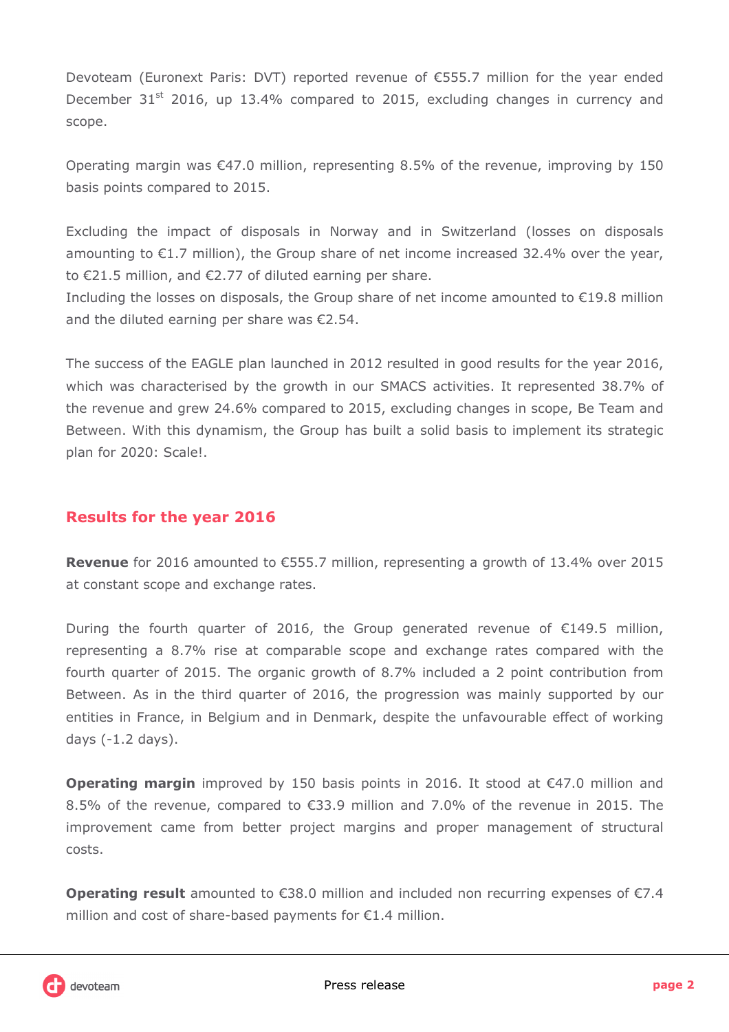Devoteam (Euronext Paris: DVT) reported revenue of €555.7 million for the year ended December 31st 2016, up 13.4% compared to 2015, excluding changes in currency and scope.

Operating margin was €47.0 million, representing 8.5% of the revenue, improving by 150 basis points compared to 2015.

Excluding the impact of disposals in Norway and in Switzerland (losses on disposals amounting to €1.7 million), the Group share of net income increased 32.4% over the year, to €21.5 million, and €2.77 of diluted earning per share.
Including the losses on disposals, the Group share of net income amounted to €19.8 million and the diluted earning per share was €2.54.

The success of the EAGLE plan launched in 2012 resulted in good results for the year 2016, which was characterised by the growth in our SMACS activities. It represented 38.7% of the revenue and grew 24.6% compared to 2015, excluding changes in scope, Be Team and Between. With this dynamism, the Group has built a solid basis to implement its strategic plan for 2020: Scale!.

## Results for the year 2016

**Revenue** for 2016 amounted to €555.7 million, representing a growth of 13.4% over 2015 at constant scope and exchange rates.

During the fourth quarter of 2016, the Group generated revenue of €149.5 million, representing a 8.7% rise at comparable scope and exchange rates compared with the fourth quarter of 2015. The organic growth of 8.7% included a 2 point contribution from Between. As in the third quarter of 2016, the progression was mainly supported by our entities in France, in Belgium and in Denmark, despite the unfavourable effect of working days (-1.2 days).

**Operating margin** improved by 150 basis points in 2016. It stood at €47.0 million and 8.5% of the revenue, compared to €33.9 million and 7.0% of the revenue in 2015. The improvement came from better project margins and proper management of structural costs.

**Operating result** amounted to €38.0 million and included non recurring expenses of €7.4 million and cost of share-based payments for €1.4 million.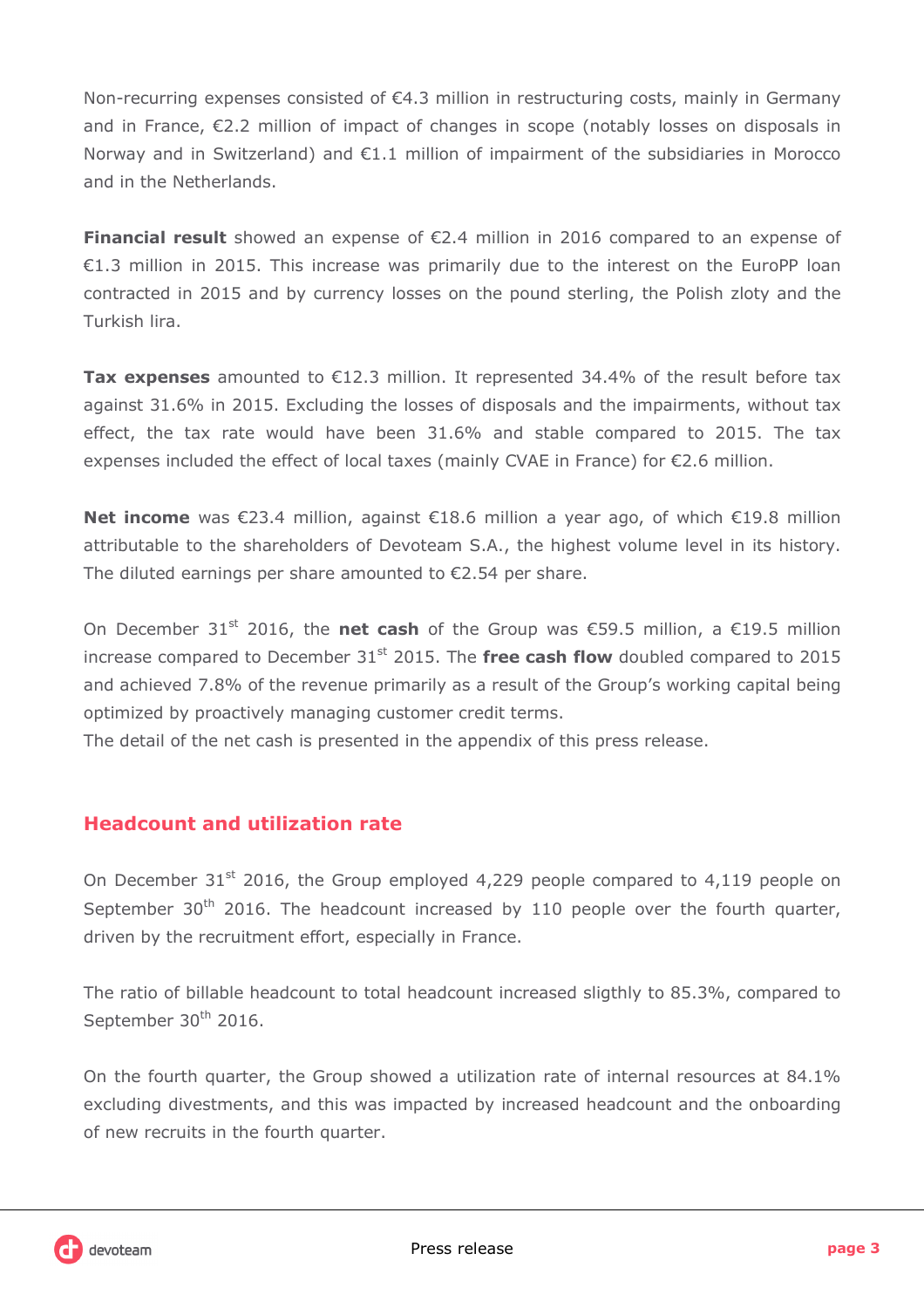Non-recurring expenses consisted of €4.3 million in restructuring costs, mainly in Germany and in France, €2.2 million of impact of changes in scope (notably losses on disposals in Norway and in Switzerland) and €1.1 million of impairment of the subsidiaries in Morocco and in the Netherlands.

**Financial result** showed an expense of €2.4 million in 2016 compared to an expense of €1.3 million in 2015. This increase was primarily due to the interest on the EuroPP loan contracted in 2015 and by currency losses on the pound sterling, the Polish zloty and the Turkish lira.

**Tax expenses** amounted to €12.3 million. It represented 34.4% of the result before tax against 31.6% in 2015. Excluding the losses of disposals and the impairments, without tax effect, the tax rate would have been 31.6% and stable compared to 2015. The tax expenses included the effect of local taxes (mainly CVAE in France) for €2.6 million.

**Net income** was €23.4 million, against €18.6 million a year ago, of which €19.8 million attributable to the shareholders of Devoteam S.A., the highest volume level in its history. The diluted earnings per share amounted to €2.54 per share.

On December 31st 2016, the **net cash** of the Group was €59.5 million, a €19.5 million increase compared to December 31st 2015. The **free cash flow** doubled compared to 2015 and achieved 7.8% of the revenue primarily as a result of the Group's working capital being optimized by proactively managing customer credit terms.
The detail of the net cash is presented in the appendix of this press release.

## Headcount and utilization rate

On December 31st 2016, the Group employed 4,229 people compared to 4,119 people on September 30th 2016. The headcount increased by 110 people over the fourth quarter, driven by the recruitment effort, especially in France.

The ratio of billable headcount to total headcount increased sligthly to 85.3%, compared to September 30th 2016.

On the fourth quarter, the Group showed a utilization rate of internal resources at 84.1% excluding divestments, and this was impacted by increased headcount and the onboarding of new recruits in the fourth quarter.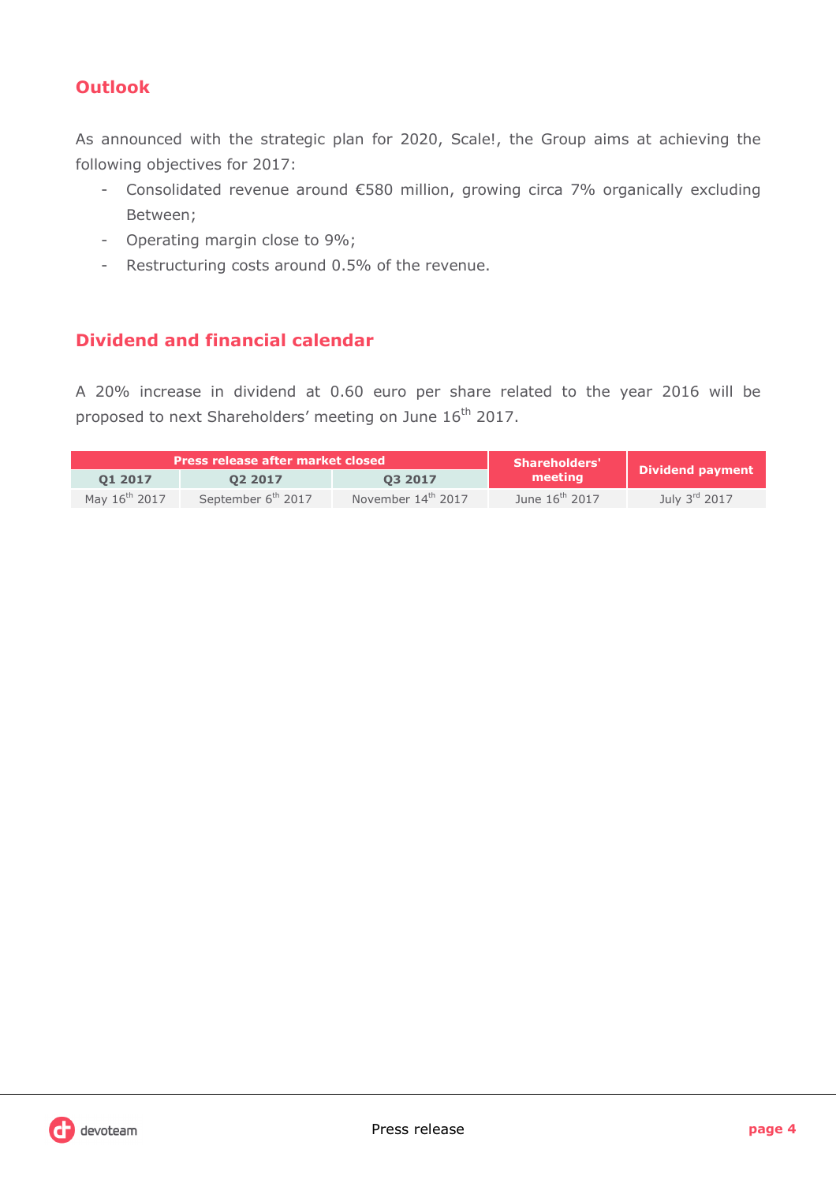## Outlook

As announced with the strategic plan for 2020, Scale!, the Group aims at achieving the following objectives for 2017:

- Consolidated revenue around €580 million, growing circa 7% organically excluding Between;
- Operating margin close to 9%;
- Restructuring costs around 0.5% of the revenue.

## Dividend and financial calendar

A 20% increase in dividend at 0.60 euro per share related to the year 2016 will be proposed to next Shareholders' meeting on June 16th 2017.

| Press release after market closed | | | Shareholders' meeting | Dividend payment |
|---|---|---|---|---|
| **Q1 2017** | **Q2 2017** | **Q3 2017** | | |
| May 16th 2017 | September 6th 2017 | November 14th 2017 | June 16th 2017 | July 3rd 2017 |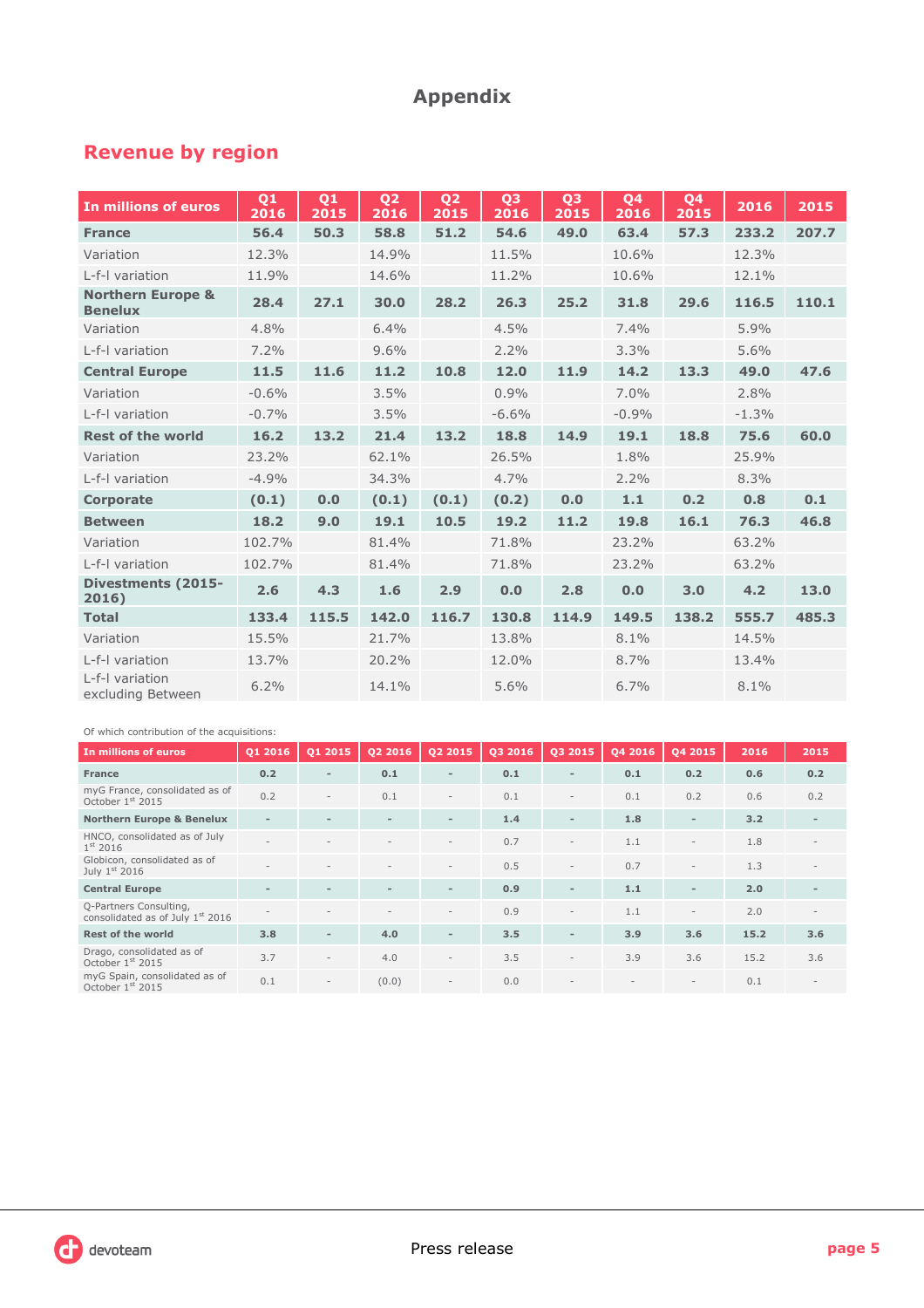# Appendix

## Revenue by region

| In millions of euros | Q1 2016 | Q1 2015 | Q2 2016 | Q2 2015 | Q3 2016 | Q3 2015 | Q4 2016 | Q4 2015 | 2016 | 2015 |
|---|---|---|---|---|---|---|---|---|---|---|
| **France** | **56.4** | **50.3** | **58.8** | **51.2** | **54.6** | **49.0** | **63.4** | **57.3** | **233.2** | **207.7** |
| Variation | 12.3% | | 14.9% | | 11.5% | | 10.6% | | 12.3% | |
| L-f-l variation | 11.9% | | 14.6% | | 11.2% | | 10.6% | | 12.1% | |
| **Northern Europe & Benelux** | **28.4** | **27.1** | **30.0** | **28.2** | **26.3** | **25.2** | **31.8** | **29.6** | **116.5** | **110.1** |
| Variation | 4.8% | | 6.4% | | 4.5% | | 7.4% | | 5.9% | |
| L-f-l variation | 7.2% | | 9.6% | | 2.2% | | 3.3% | | 5.6% | |
| **Central Europe** | **11.5** | **11.6** | **11.2** | **10.8** | **12.0** | **11.9** | **14.2** | **13.3** | **49.0** | **47.6** |
| Variation | -0.6% | | 3.5% | | 0.9% | | 7.0% | | 2.8% | |
| L-f-l variation | -0.7% | | 3.5% | | -6.6% | | -0.9% | | -1.3% | |
| **Rest of the world** | **16.2** | **13.2** | **21.4** | **13.2** | **18.8** | **14.9** | **19.1** | **18.8** | **75.6** | **60.0** |
| Variation | 23.2% | | 62.1% | | 26.5% | | 1.8% | | 25.9% | |
| L-f-l variation | -4.9% | | 34.3% | | 4.7% | | 2.2% | | 8.3% | |
| **Corporate** | **(0.1)** | **0.0** | **(0.1)** | **(0.1)** | **(0.2)** | **0.0** | **1.1** | **0.2** | **0.8** | **0.1** |
| **Between** | **18.2** | **9.0** | **19.1** | **10.5** | **19.2** | **11.2** | **19.8** | **16.1** | **76.3** | **46.8** |
| Variation | 102.7% | | 81.4% | | 71.8% | | 23.2% | | 63.2% | |
| L-f-l variation | 102.7% | | 81.4% | | 71.8% | | 23.2% | | 63.2% | |
| **Divestments (2015-2016)** | **2.6** | **4.3** | **1.6** | **2.9** | **0.0** | **2.8** | **0.0** | **3.0** | **4.2** | **13.0** |
| **Total** | **133.4** | **115.5** | **142.0** | **116.7** | **130.8** | **114.9** | **149.5** | **138.2** | **555.7** | **485.3** |
| Variation | 15.5% | | 21.7% | | 13.8% | | 8.1% | | 14.5% | |
| L-f-l variation | 13.7% | | 20.2% | | 12.0% | | 8.7% | | 13.4% | |
| L-f-l variation excluding Between | 6.2% | | 14.1% | | 5.6% | | 6.7% | | 8.1% | |

Of which contribution of the acquisitions:

| In millions of euros | Q1 2016 | Q1 2015 | Q2 2016 | Q2 2015 | Q3 2016 | Q3 2015 | Q4 2016 | Q4 2015 | 2016 | 2015 |
|---|---|---|---|---|---|---|---|---|---|---|
| **France** | **0.2** | **-** | **0.1** | **-** | **0.1** | **-** | **0.1** | **0.2** | **0.6** | **0.2** |
| myG France, consolidated as of October 1st 2015 | 0.2 | - | 0.1 | - | 0.1 | - | 0.1 | 0.2 | 0.6 | 0.2 |
| **Northern Europe & Benelux** | **-** | **-** | **-** | **-** | **1.4** | **-** | **1.8** | **-** | **3.2** | **-** |
| HNCO, consolidated as of July 1st 2016 | - | - | - | - | 0.7 | - | 1.1 | - | 1.8 | - |
| Globicon, consolidated as of July 1st 2016 | - | - | - | - | 0.5 | - | 0.7 | - | 1.3 | - |
| **Central Europe** | **-** | **-** | **-** | **-** | **0.9** | **-** | **1.1** | **-** | **2.0** | **-** |
| Q-Partners Consulting, consolidated as of July 1st 2016 | - | - | - | - | 0.9 | - | 1.1 | - | 2.0 | - |
| **Rest of the world** | **3.8** | **-** | **4.0** | **-** | **3.5** | **-** | **3.9** | **3.6** | **15.2** | **3.6** |
| Drago, consolidated as of October 1st 2015 | 3.7 | - | 4.0 | - | 3.5 | - | 3.9 | 3.6 | 15.2 | 3.6 |
| myG Spain, consolidated as of October 1st 2015 | 0.1 | - | (0.0) | - | 0.0 | - | - | - | 0.1 | - |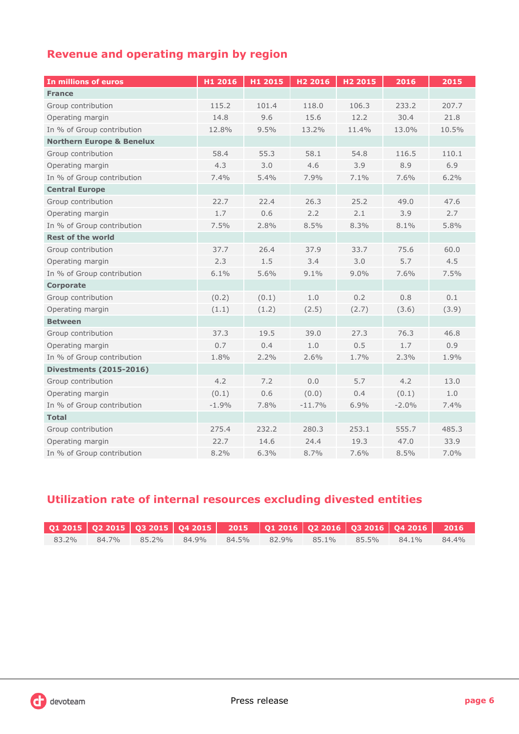## Revenue and operating margin by region

| In millions of euros | H1 2016 | H1 2015 | H2 2016 | H2 2015 | 2016 | 2015 |
|---|---|---|---|---|---|---|
| **France** | | | | | | |
| Group contribution | 115.2 | 101.4 | 118.0 | 106.3 | 233.2 | 207.7 |
| Operating margin | 14.8 | 9.6 | 15.6 | 12.2 | 30.4 | 21.8 |
| In % of Group contribution | 12.8% | 9.5% | 13.2% | 11.4% | 13.0% | 10.5% |
| **Northern Europe & Benelux** | | | | | | |
| Group contribution | 58.4 | 55.3 | 58.1 | 54.8 | 116.5 | 110.1 |
| Operating margin | 4.3 | 3.0 | 4.6 | 3.9 | 8.9 | 6.9 |
| In % of Group contribution | 7.4% | 5.4% | 7.9% | 7.1% | 7.6% | 6.2% |
| **Central Europe** | | | | | | |
| Group contribution | 22.7 | 22.4 | 26.3 | 25.2 | 49.0 | 47.6 |
| Operating margin | 1.7 | 0.6 | 2.2 | 2.1 | 3.9 | 2.7 |
| In % of Group contribution | 7.5% | 2.8% | 8.5% | 8.3% | 8.1% | 5.8% |
| **Rest of the world** | | | | | | |
| Group contribution | 37.7 | 26.4 | 37.9 | 33.7 | 75.6 | 60.0 |
| Operating margin | 2.3 | 1.5 | 3.4 | 3.0 | 5.7 | 4.5 |
| In % of Group contribution | 6.1% | 5.6% | 9.1% | 9.0% | 7.6% | 7.5% |
| **Corporate** | | | | | | |
| Group contribution | (0.2) | (0.1) | 1.0 | 0.2 | 0.8 | 0.1 |
| Operating margin | (1.1) | (1.2) | (2.5) | (2.7) | (3.6) | (3.9) |
| **Between** | | | | | | |
| Group contribution | 37.3 | 19.5 | 39.0 | 27.3 | 76.3 | 46.8 |
| Operating margin | 0.7 | 0.4 | 1.0 | 0.5 | 1.7 | 0.9 |
| In % of Group contribution | 1.8% | 2.2% | 2.6% | 1.7% | 2.3% | 1.9% |
| **Divestments (2015-2016)** | | | | | | |
| Group contribution | 4.2 | 7.2 | 0.0 | 5.7 | 4.2 | 13.0 |
| Operating margin | (0.1) | 0.6 | (0.0) | 0.4 | (0.1) | 1.0 |
| In % of Group contribution | -1.9% | 7.8% | -11.7% | 6.9% | -2.0% | 7.4% |
| **Total** | | | | | | |
| Group contribution | 275.4 | 232.2 | 280.3 | 253.1 | 555.7 | 485.3 |
| Operating margin | 22.7 | 14.6 | 24.4 | 19.3 | 47.0 | 33.9 |
| In % of Group contribution | 8.2% | 6.3% | 8.7% | 7.6% | 8.5% | 7.0% |

## Utilization rate of internal resources excluding divested entities

| Q1 2015 | Q2 2015 | Q3 2015 | Q4 2015 | 2015 | Q1 2016 | Q2 2016 | Q3 2016 | Q4 2016 | 2016 |
|---|---|---|---|---|---|---|---|---|---|
| 83.2% | 84.7% | 85.2% | 84.9% | 84.5% | 82.9% | 85.1% | 85.5% | 84.1% | 84.4% |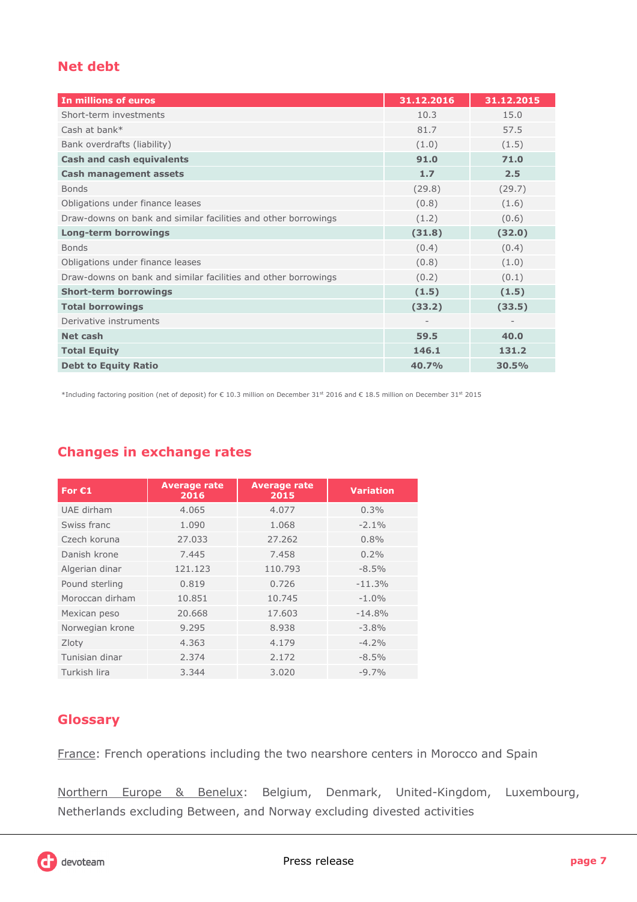## Net debt

| In millions of euros | 31.12.2016 | 31.12.2015 |
|---|---|---|
| Short-term investments | 10.3 | 15.0 |
| Cash at bank* | 81.7 | 57.5 |
| Bank overdrafts (liability) | (1.0) | (1.5) |
| **Cash and cash equivalents** | **91.0** | **71.0** |
| **Cash management assets** | **1.7** | **2.5** |
| Bonds | (29.8) | (29.7) |
| Obligations under finance leases | (0.8) | (1.6) |
| Draw-downs on bank and similar facilities and other borrowings | (1.2) | (0.6) |
| **Long-term borrowings** | **(31.8)** | **(32.0)** |
| Bonds | (0.4) | (0.4) |
| Obligations under finance leases | (0.8) | (1.0) |
| Draw-downs on bank and similar facilities and other borrowings | (0.2) | (0.1) |
| **Short-term borrowings** | **(1.5)** | **(1.5)** |
| **Total borrowings** | **(33.2)** | **(33.5)** |
| Derivative instruments | - | - |
| **Net cash** | **59.5** | **40.0** |
| **Total Equity** | **146.1** | **131.2** |
| **Debt to Equity Ratio** | **40.7%** | **30.5%** |

*Including factoring position (net of deposit) for € 10.3 million on December 31st 2016 and € 18.5 million on December 31st 2015

## Changes in exchange rates

| For €1 | Average rate 2016 | Average rate 2015 | Variation |
|---|---|---|---|
| UAE dirham | 4.065 | 4.077 | 0.3% |
| Swiss franc | 1.090 | 1.068 | -2.1% |
| Czech koruna | 27.033 | 27.262 | 0.8% |
| Danish krone | 7.445 | 7.458 | 0.2% |
| Algerian dinar | 121.123 | 110.793 | -8.5% |
| Pound sterling | 0.819 | 0.726 | -11.3% |
| Moroccan dirham | 10.851 | 10.745 | -1.0% |
| Mexican peso | 20.668 | 17.603 | -14.8% |
| Norwegian krone | 9.295 | 8.938 | -3.8% |
| Zloty | 4.363 | 4.179 | -4.2% |
| Tunisian dinar | 2.374 | 2.172 | -8.5% |
| Turkish lira | 3.344 | 3.020 | -9.7% |

## Glossary

France: French operations including the two nearshore centers in Morocco and Spain

Northern Europe & Benelux: Belgium, Denmark, United-Kingdom, Luxembourg, Netherlands excluding Between, and Norway excluding divested activities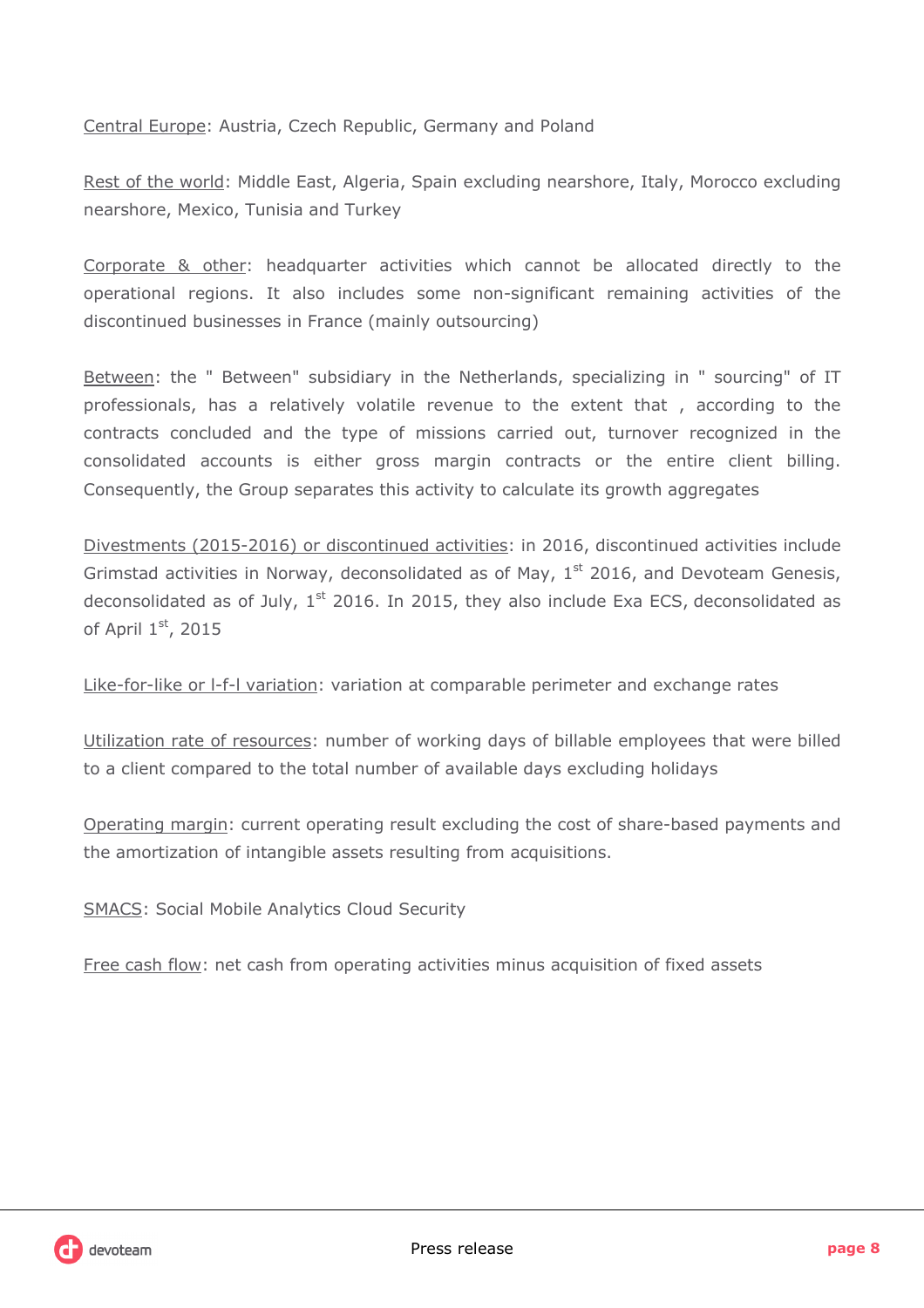Central Europe: Austria, Czech Republic, Germany and Poland

Rest of the world: Middle East, Algeria, Spain excluding nearshore, Italy, Morocco excluding nearshore, Mexico, Tunisia and Turkey

Corporate & other: headquarter activities which cannot be allocated directly to the operational regions. It also includes some non-significant remaining activities of the discontinued businesses in France (mainly outsourcing)

Between: the " Between" subsidiary in the Netherlands, specializing in " sourcing" of IT professionals, has a relatively volatile revenue to the extent that , according to the contracts concluded and the type of missions carried out, turnover recognized in the consolidated accounts is either gross margin contracts or the entire client billing. Consequently, the Group separates this activity to calculate its growth aggregates

Divestments (2015-2016) or discontinued activities: in 2016, discontinued activities include Grimstad activities in Norway, deconsolidated as of May, 1st 2016, and Devoteam Genesis, deconsolidated as of July, 1st 2016. In 2015, they also include Exa ECS, deconsolidated as of April 1st, 2015

Like-for-like or l-f-l variation: variation at comparable perimeter and exchange rates

Utilization rate of resources: number of working days of billable employees that were billed to a client compared to the total number of available days excluding holidays

Operating margin: current operating result excluding the cost of share-based payments and the amortization of intangible assets resulting from acquisitions.

SMACS: Social Mobile Analytics Cloud Security

Free cash flow: net cash from operating activities minus acquisition of fixed assets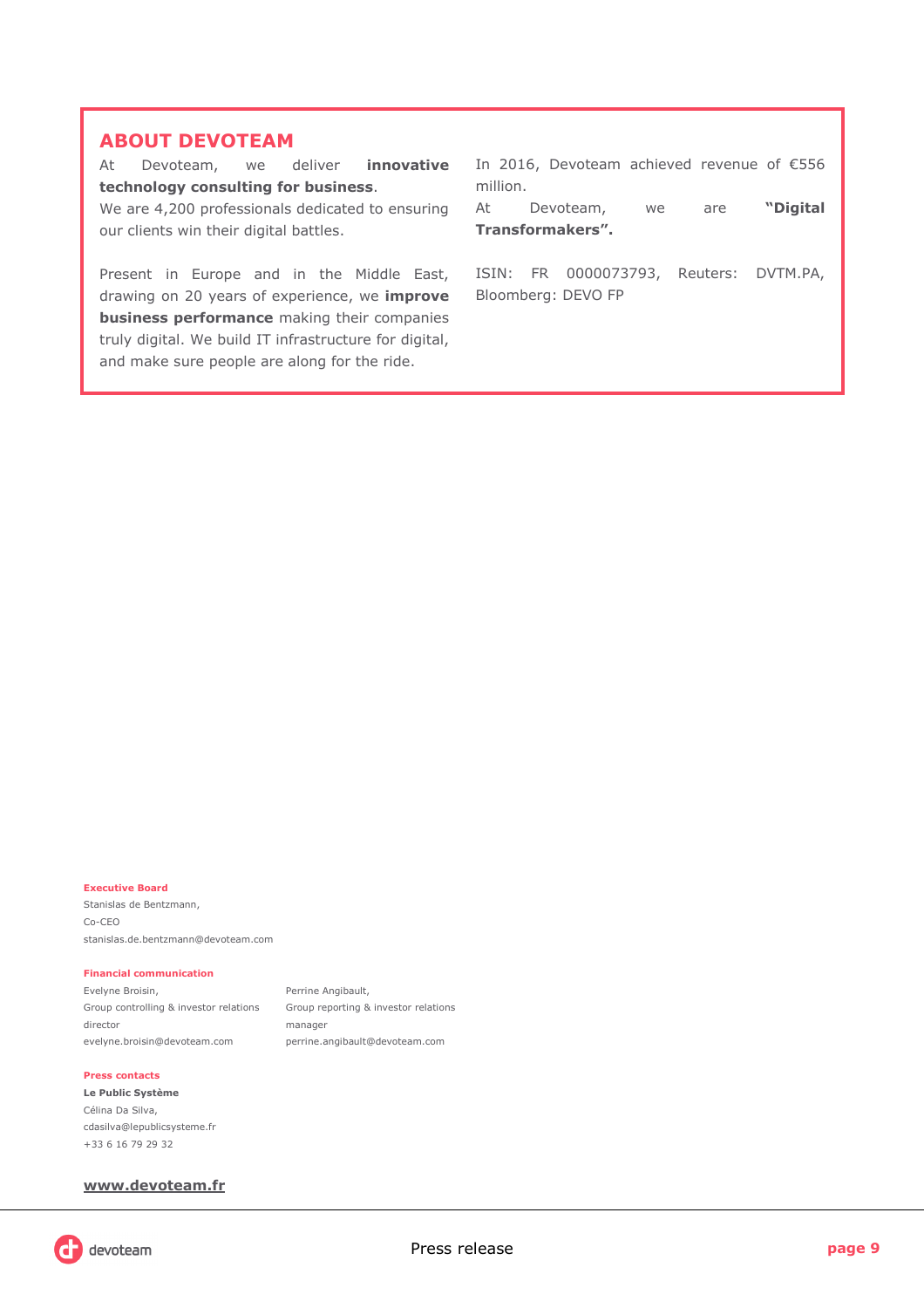## ABOUT DEVOTEAM

At Devoteam, we deliver **innovative technology consulting for business**.
We are 4,200 professionals dedicated to ensuring our clients win their digital battles.

Present in Europe and in the Middle East, drawing on 20 years of experience, we **improve business performance** making their companies truly digital. We build IT infrastructure for digital, and make sure people are along for the ride.

In 2016, Devoteam achieved revenue of €556 million.
At Devoteam, we are **"Digital Transformakers".**

ISIN: FR 0000073793, Reuters: DVTM.PA, Bloomberg: DEVO FP

**Executive Board**
Stanislas de Bentzmann,
Co-CEO
stanislas.de.bentzmann@devoteam.com

**Financial communication**
Evelyne Broisin,
Group controlling & investor relations director
evelyne.broisin@devoteam.com

Perrine Angibault,
Group reporting & investor relations manager
perrine.angibault@devoteam.com

**Press contacts**
**Le Public Système**
Célina Da Silva,
cdasilva@lepublicsysteme.fr
+33 6 16 79 29 32

**www.devoteam.fr**